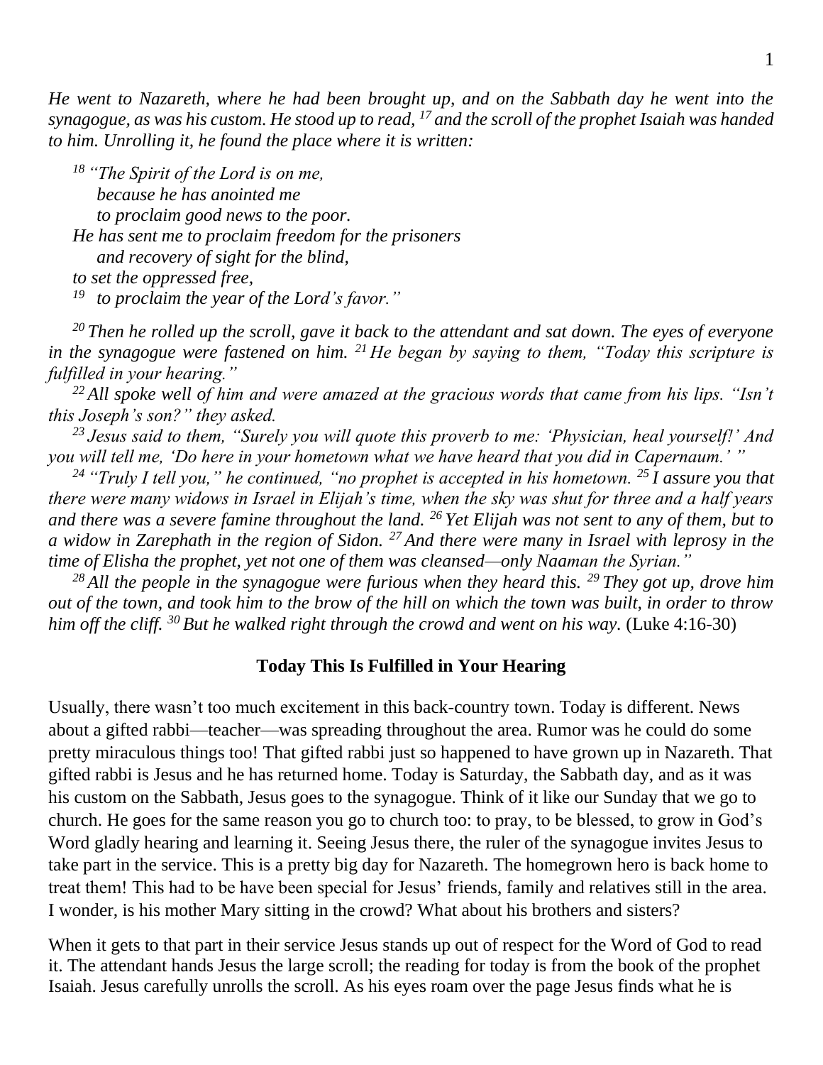*He went to Nazareth, where he had been brought up, and on the Sabbath day he went into the synagogue, as was his custom. He stood up to read,* [17] *and the scroll of the prophet Isaiah was handed to him. Unrolling it, he found the place where it is written:*

[18] *"The Spirit of the Lord is on me,*
*because he has anointed me*
*to proclaim good news to the poor.*
*He has sent me to proclaim freedom for the prisoners*
*and recovery of sight for the blind,*
*to set the oppressed free,*
[19] *to proclaim the year of the Lord's favor."*

[20] *Then he rolled up the scroll, gave it back to the attendant and sat down. The eyes of everyone in the synagogue were fastened on him.* [21] *He began by saying to them, "Today this scripture is fulfilled in your hearing."*

[22] *All spoke well of him and were amazed at the gracious words that came from his lips. "Isn't this Joseph's son?" they asked.*

[23] *Jesus said to them, "Surely you will quote this proverb to me: 'Physician, heal yourself!' And you will tell me, 'Do here in your hometown what we have heard that you did in Capernaum.' "*

[24] *"Truly I tell you," he continued, "no prophet is accepted in his hometown.* [25] *I assure you that there were many widows in Israel in Elijah's time, when the sky was shut for three and a half years and there was a severe famine throughout the land.* [26] *Yet Elijah was not sent to any of them, but to a widow in Zarephath in the region of Sidon.* [27] *And there were many in Israel with leprosy in the time of Elisha the prophet, yet not one of them was cleansed—only Naaman the Syrian."*

[28] *All the people in the synagogue were furious when they heard this.* [29] *They got up, drove him out of the town, and took him to the brow of the hill on which the town was built, in order to throw him off the cliff.* [30] *But he walked right through the crowd and went on his way.* (Luke 4:16-30)

**Today This Is Fulfilled in Your Hearing**

Usually, there wasn't too much excitement in this back-country town. Today is different. News about a gifted rabbi—teacher—was spreading throughout the area. Rumor was he could do some pretty miraculous things too! That gifted rabbi just so happened to have grown up in Nazareth. That gifted rabbi is Jesus and he has returned home. Today is Saturday, the Sabbath day, and as it was his custom on the Sabbath, Jesus goes to the synagogue. Think of it like our Sunday that we go to church. He goes for the same reason you go to church too: to pray, to be blessed, to grow in God's Word gladly hearing and learning it. Seeing Jesus there, the ruler of the synagogue invites Jesus to take part in the service. This is a pretty big day for Nazareth. The homegrown hero is back home to treat them! This had to be have been special for Jesus' friends, family and relatives still in the area. I wonder, is his mother Mary sitting in the crowd? What about his brothers and sisters?

When it gets to that part in their service Jesus stands up out of respect for the Word of God to read it. The attendant hands Jesus the large scroll; the reading for today is from the book of the prophet Isaiah. Jesus carefully unrolls the scroll. As his eyes roam over the page Jesus finds what he is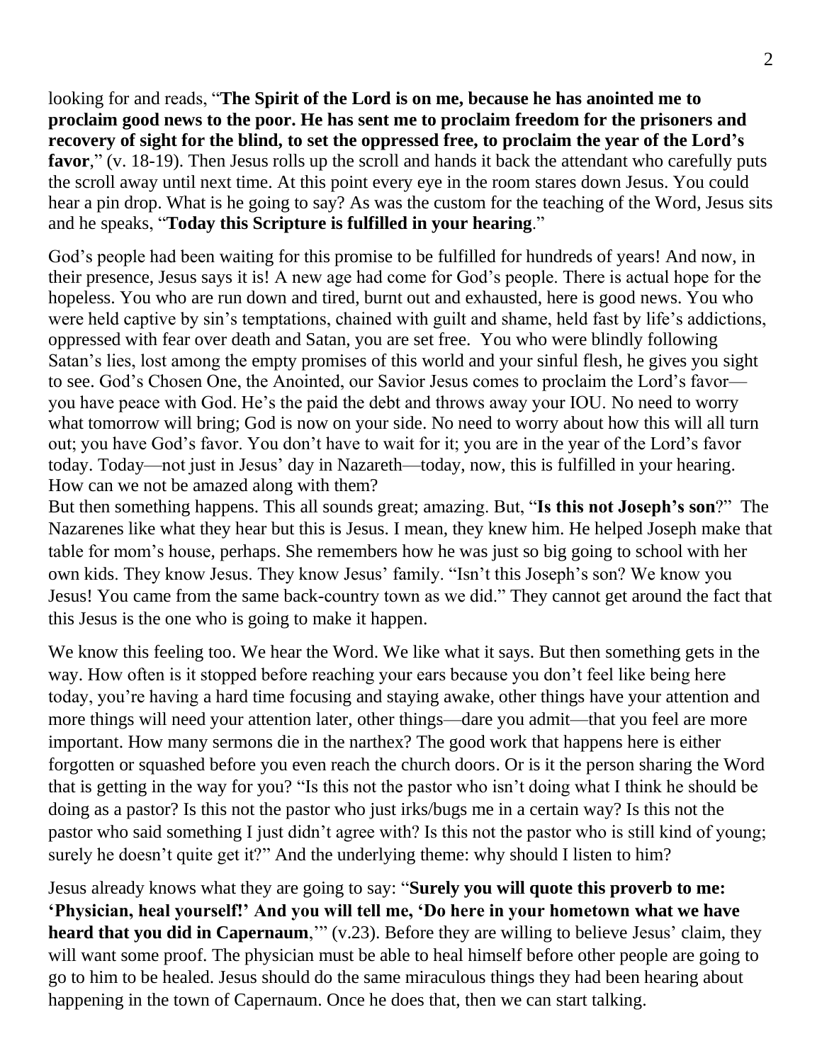looking for and reads, "**The Spirit of the Lord is on me, because he has anointed me to proclaim good news to the poor. He has sent me to proclaim freedom for the prisoners and recovery of sight for the blind, to set the oppressed free, to proclaim the year of the Lord's favor**," (v. 18-19). Then Jesus rolls up the scroll and hands it back the attendant who carefully puts the scroll away until next time. At this point every eye in the room stares down Jesus. You could hear a pin drop. What is he going to say? As was the custom for the teaching of the Word, Jesus sits and he speaks, "**Today this Scripture is fulfilled in your hearing**."

God's people had been waiting for this promise to be fulfilled for hundreds of years! And now, in their presence, Jesus says it is! A new age had come for God's people. There is actual hope for the hopeless. You who are run down and tired, burnt out and exhausted, here is good news. You who were held captive by sin's temptations, chained with guilt and shame, held fast by life's addictions, oppressed with fear over death and Satan, you are set free. You who were blindly following Satan's lies, lost among the empty promises of this world and your sinful flesh, he gives you sight to see. God's Chosen One, the Anointed, our Savior Jesus comes to proclaim the Lord's favor—you have peace with God. He's the paid the debt and throws away your IOU. No need to worry what tomorrow will bring; God is now on your side. No need to worry about how this will all turn out; you have God's favor. You don't have to wait for it; you are in the year of the Lord's favor today. Today—not just in Jesus' day in Nazareth—today, now, this is fulfilled in your hearing. How can we not be amazed along with them?

But then something happens. This all sounds great; amazing. But, "**Is this not Joseph's son**?" The Nazarenes like what they hear but this is Jesus. I mean, they knew him. He helped Joseph make that table for mom's house, perhaps. She remembers how he was just so big going to school with her own kids. They know Jesus. They know Jesus' family. "Isn't this Joseph's son? We know you Jesus! You came from the same back-country town as we did." They cannot get around the fact that this Jesus is the one who is going to make it happen.

We know this feeling too. We hear the Word. We like what it says. But then something gets in the way. How often is it stopped before reaching your ears because you don't feel like being here today, you're having a hard time focusing and staying awake, other things have your attention and more things will need your attention later, other things—dare you admit—that you feel are more important. How many sermons die in the narthex? The good work that happens here is either forgotten or squashed before you even reach the church doors. Or is it the person sharing the Word that is getting in the way for you? "Is this not the pastor who isn't doing what I think he should be doing as a pastor? Is this not the pastor who just irks/bugs me in a certain way? Is this not the pastor who said something I just didn't agree with? Is this not the pastor who is still kind of young; surely he doesn't quite get it?" And the underlying theme: why should I listen to him?

Jesus already knows what they are going to say: "**Surely you will quote this proverb to me: 'Physician, heal yourself!' And you will tell me, 'Do here in your hometown what we have heard that you did in Capernaum**,'" (v.23). Before they are willing to believe Jesus' claim, they will want some proof. The physician must be able to heal himself before other people are going to go to him to be healed. Jesus should do the same miraculous things they had been hearing about happening in the town of Capernaum. Once he does that, then we can start talking.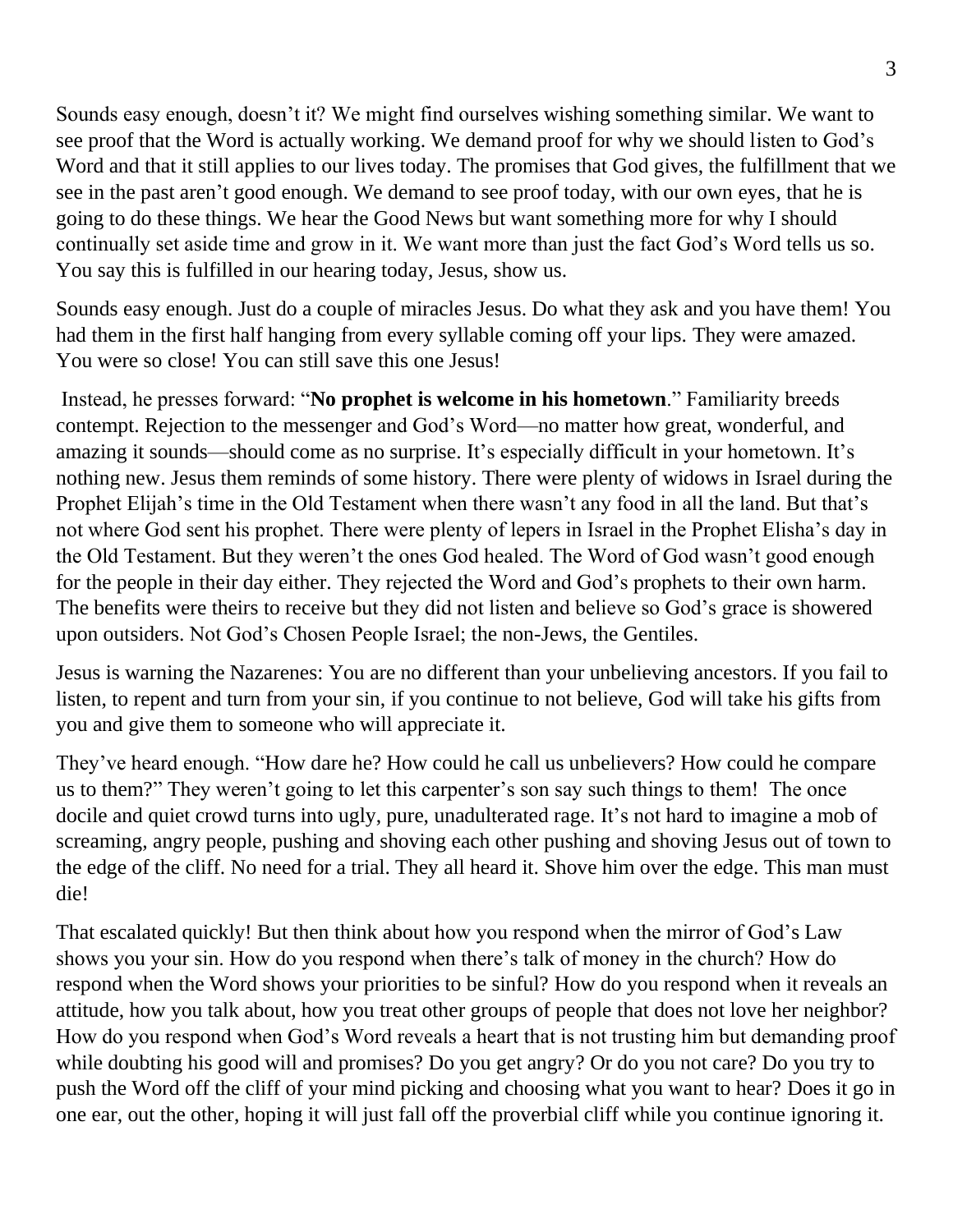Sounds easy enough, doesn't it? We might find ourselves wishing something similar. We want to see proof that the Word is actually working. We demand proof for why we should listen to God's Word and that it still applies to our lives today. The promises that God gives, the fulfillment that we see in the past aren't good enough. We demand to see proof today, with our own eyes, that he is going to do these things. We hear the Good News but want something more for why I should continually set aside time and grow in it. We want more than just the fact God's Word tells us so. You say this is fulfilled in our hearing today, Jesus, show us.

Sounds easy enough. Just do a couple of miracles Jesus. Do what they ask and you have them! You had them in the first half hanging from every syllable coming off your lips. They were amazed. You were so close! You can still save this one Jesus!

Instead, he presses forward: "**No prophet is welcome in his hometown**." Familiarity breeds contempt. Rejection to the messenger and God's Word—no matter how great, wonderful, and amazing it sounds—should come as no surprise. It's especially difficult in your hometown. It's nothing new. Jesus them reminds of some history. There were plenty of widows in Israel during the Prophet Elijah's time in the Old Testament when there wasn't any food in all the land. But that's not where God sent his prophet. There were plenty of lepers in Israel in the Prophet Elisha's day in the Old Testament. But they weren't the ones God healed. The Word of God wasn't good enough for the people in their day either. They rejected the Word and God's prophets to their own harm. The benefits were theirs to receive but they did not listen and believe so God's grace is showered upon outsiders. Not God's Chosen People Israel; the non-Jews, the Gentiles.

Jesus is warning the Nazarenes: You are no different than your unbelieving ancestors. If you fail to listen, to repent and turn from your sin, if you continue to not believe, God will take his gifts from you and give them to someone who will appreciate it.

They've heard enough. "How dare he? How could he call us unbelievers? How could he compare us to them?" They weren't going to let this carpenter's son say such things to them! The once docile and quiet crowd turns into ugly, pure, unadulterated rage. It's not hard to imagine a mob of screaming, angry people, pushing and shoving each other pushing and shoving Jesus out of town to the edge of the cliff. No need for a trial. They all heard it. Shove him over the edge. This man must die!

That escalated quickly! But then think about how you respond when the mirror of God's Law shows you your sin. How do you respond when there's talk of money in the church? How do respond when the Word shows your priorities to be sinful? How do you respond when it reveals an attitude, how you talk about, how you treat other groups of people that does not love her neighbor? How do you respond when God's Word reveals a heart that is not trusting him but demanding proof while doubting his good will and promises? Do you get angry? Or do you not care? Do you try to push the Word off the cliff of your mind picking and choosing what you want to hear? Does it go in one ear, out the other, hoping it will just fall off the proverbial cliff while you continue ignoring it.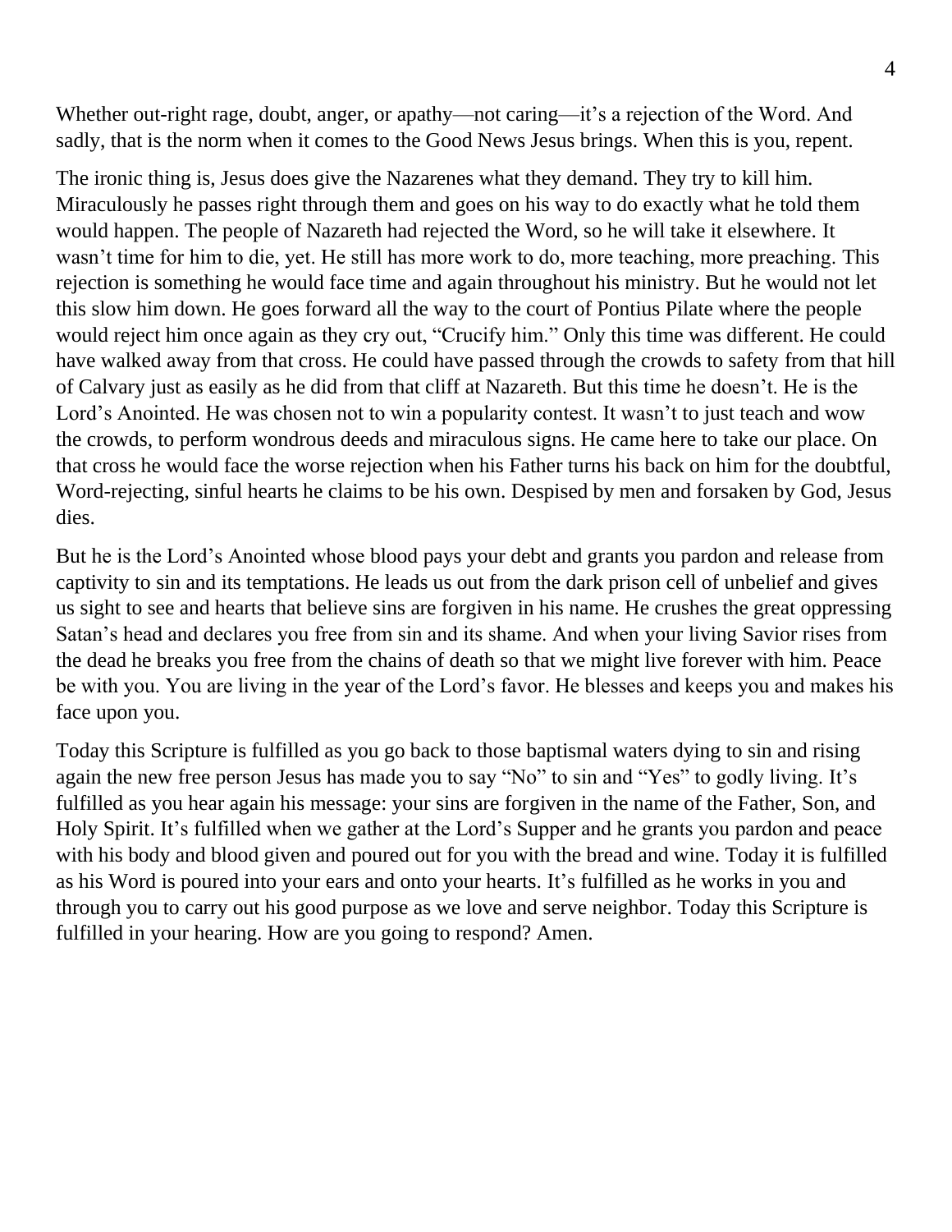Whether out-right rage, doubt, anger, or apathy—not caring—it's a rejection of the Word. And sadly, that is the norm when it comes to the Good News Jesus brings. When this is you, repent.

The ironic thing is, Jesus does give the Nazarenes what they demand. They try to kill him. Miraculously he passes right through them and goes on his way to do exactly what he told them would happen. The people of Nazareth had rejected the Word, so he will take it elsewhere. It wasn't time for him to die, yet. He still has more work to do, more teaching, more preaching. This rejection is something he would face time and again throughout his ministry. But he would not let this slow him down. He goes forward all the way to the court of Pontius Pilate where the people would reject him once again as they cry out, "Crucify him." Only this time was different. He could have walked away from that cross. He could have passed through the crowds to safety from that hill of Calvary just as easily as he did from that cliff at Nazareth. But this time he doesn't. He is the Lord's Anointed. He was chosen not to win a popularity contest. It wasn't to just teach and wow the crowds, to perform wondrous deeds and miraculous signs. He came here to take our place. On that cross he would face the worse rejection when his Father turns his back on him for the doubtful, Word-rejecting, sinful hearts he claims to be his own. Despised by men and forsaken by God, Jesus dies.

But he is the Lord's Anointed whose blood pays your debt and grants you pardon and release from captivity to sin and its temptations. He leads us out from the dark prison cell of unbelief and gives us sight to see and hearts that believe sins are forgiven in his name. He crushes the great oppressing Satan's head and declares you free from sin and its shame. And when your living Savior rises from the dead he breaks you free from the chains of death so that we might live forever with him. Peace be with you. You are living in the year of the Lord's favor. He blesses and keeps you and makes his face upon you.

Today this Scripture is fulfilled as you go back to those baptismal waters dying to sin and rising again the new free person Jesus has made you to say "No" to sin and "Yes" to godly living. It's fulfilled as you hear again his message: your sins are forgiven in the name of the Father, Son, and Holy Spirit. It's fulfilled when we gather at the Lord's Supper and he grants you pardon and peace with his body and blood given and poured out for you with the bread and wine. Today it is fulfilled as his Word is poured into your ears and onto your hearts. It's fulfilled as he works in you and through you to carry out his good purpose as we love and serve neighbor. Today this Scripture is fulfilled in your hearing. How are you going to respond? Amen.